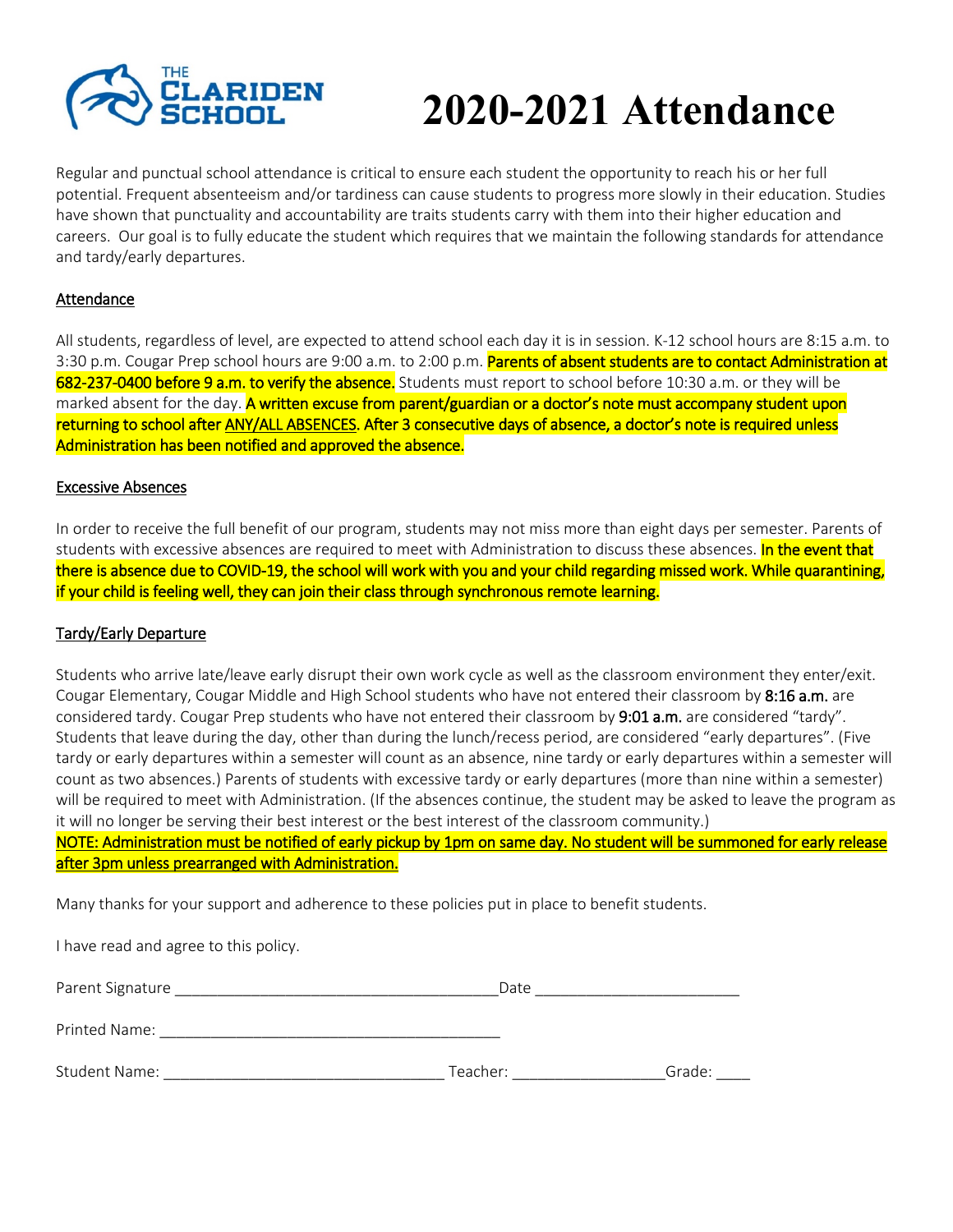THE CLARIDEN SCHOOL

# 2020-2021 Attendance

Regular and punctual school attendance is critical to ensure each student the opportunity to reach his or her full potential. Frequent absenteeism and/or tardiness can cause students to progress more slowly in their education. Studies have shown that punctuality and accountability are traits students carry with them into their higher education and careers. Our goal is to fully educate the student which requires that we maintain the following standards for attendance and tardy/early departures.

## Attendance

All students, regardless of level, are expected to attend school each day it is in session. K-12 school hours are 8:15 a.m. to 3:30 p.m. Cougar Prep school hours are 9:00 a.m. to 2:00 p.m. **Parents of absent students are to contact Administration at 682-237-0400 before 9 a.m. to verify the absence.** Students must report to school before 10:30 a.m. or they will be marked absent for the day. **A written excuse from parent/guardian or a doctor's note must accompany student upon returning to school after ANY/ALL ABSENCES. After 3 consecutive days of absence, a doctor's note is required unless Administration has been notified and approved the absence.**

## Excessive Absences

In order to receive the full benefit of our program, students may not miss more than eight days per semester. Parents of students with excessive absences are required to meet with Administration to discuss these absences. **In the event that there is absence due to COVID-19, the school will work with you and your child regarding missed work. While quarantining, if your child is feeling well, they can join their class through synchronous remote learning.**

## Tardy/Early Departure

Students who arrive late/leave early disrupt their own work cycle as well as the classroom environment they enter/exit. Cougar Elementary, Cougar Middle and High School students who have not entered their classroom by **8:16 a.m.** are considered tardy. Cougar Prep students who have not entered their classroom by **9:01 a.m.** are considered "tardy". Students that leave during the day, other than during the lunch/recess period, are considered "early departures". (Five tardy or early departures within a semester will count as an absence, nine tardy or early departures within a semester will count as two absences.) Parents of students with excessive tardy or early departures (more than nine within a semester) will be required to meet with Administration. (If the absences continue, the student may be asked to leave the program as it will no longer be serving their best interest or the best interest of the classroom community.)

**NOTE: Administration must be notified of early pickup by 1pm on same day. No student will be summoned for early release after 3pm unless prearranged with Administration.**

Many thanks for your support and adherence to these policies put in place to benefit students.

I have read and agree to this policy.

Parent Signature ______________________________________ Date ________________________

Printed Name: ________________________________________

Student Name: _________________________________ Teacher: _________________ Grade: ____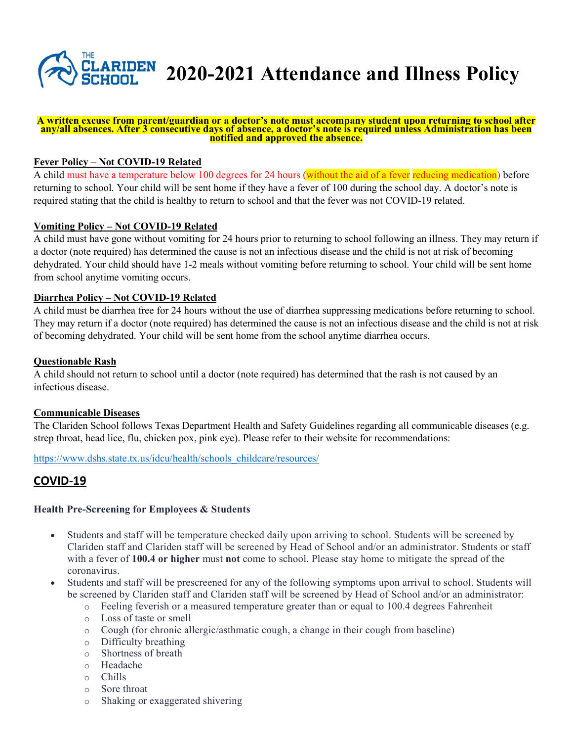# 2020-2021 Attendance and Illness Policy

**A written excuse from parent/guardian or a doctor's note must accompany student upon returning to school after any/all absences. After 3 consecutive days of absence, a doctor's note is required unless Administration has been notified and approved the absence.**

**Fever Policy – Not COVID-19 Related**

A child must have a temperature below 100 degrees for 24 hours (without the aid of a fever reducing medication) before returning to school. Your child will be sent home if they have a fever of 100 during the school day. A doctor's note is required stating that the child is healthy to return to school and that the fever was not COVID-19 related.

**Vomiting Policy – Not COVID-19 Related**

A child must have gone without vomiting for 24 hours prior to returning to school following an illness. They may return if a doctor (note required) has determined the cause is not an infectious disease and the child is not at risk of becoming dehydrated. Your child should have 1-2 meals without vomiting before returning to school. Your child will be sent home from school anytime vomiting occurs.

**Diarrhea Policy – Not COVID-19 Related**

A child must be diarrhea free for 24 hours without the use of diarrhea suppressing medications before returning to school. They may return if a doctor (note required) has determined the cause is not an infectious disease and the child is not at risk of becoming dehydrated. Your child will be sent home from the school anytime diarrhea occurs.

**Questionable Rash**

A child should not return to school until a doctor (note required) has determined that the rash is not caused by an infectious disease.

**Communicable Diseases**

The Clariden School follows Texas Department Health and Safety Guidelines regarding all communicable diseases (e.g. strep throat, head lice, flu, chicken pox, pink eye). Please refer to their website for recommendations:

https://www.dshs.state.tx.us/idcu/health/schools_childcare/resources/

## COVID-19

### Health Pre-Screening for Employees & Students

- Students and staff will be temperature checked daily upon arriving to school. Students will be screened by Clariden staff and Clariden staff will be screened by Head of School and/or an administrator. Students or staff with a fever of **100.4 or higher** must **not** come to school. Please stay home to mitigate the spread of the coronavirus.
- Students and staff will be prescreened for any of the following symptoms upon arrival to school. Students will be screened by Clariden staff and Clariden staff will be screened by Head of School and/or an administrator:
  - Feeling feverish or a measured temperature greater than or equal to 100.4 degrees Fahrenheit
  - Loss of taste or smell
  - Cough (for chronic allergic/asthmatic cough, a change in their cough from baseline)
  - Difficulty breathing
  - Shortness of breath
  - Headache
  - Chills
  - Sore throat
  - Shaking or exaggerated shivering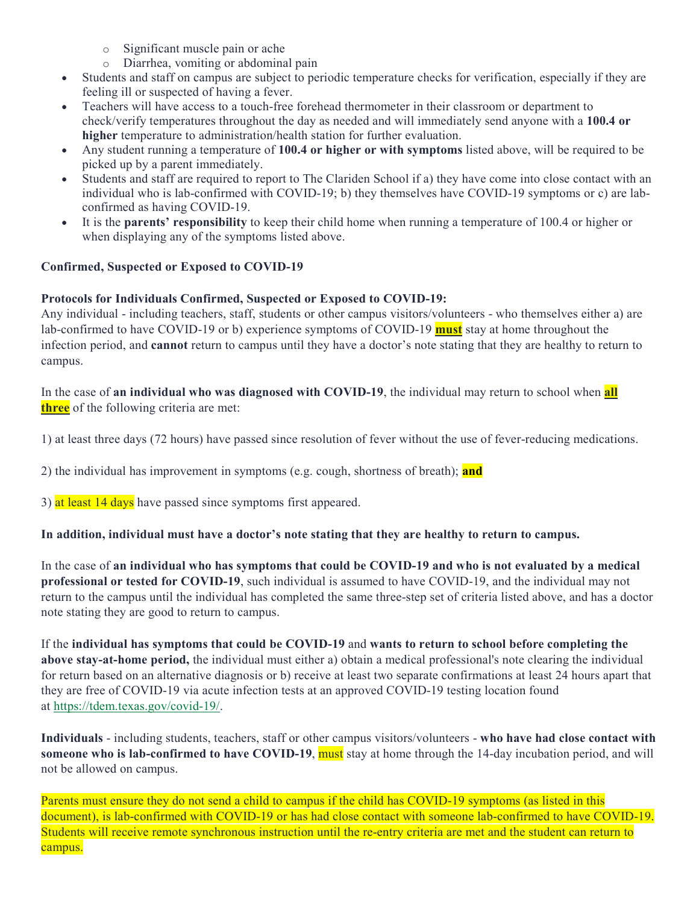- Significant muscle pain or ache
  - Diarrhea, vomiting or abdominal pain
- Students and staff on campus are subject to periodic temperature checks for verification, especially if they are feeling ill or suspected of having a fever.
- Teachers will have access to a touch-free forehead thermometer in their classroom or department to check/verify temperatures throughout the day as needed and will immediately send anyone with a **100.4 or higher** temperature to administration/health station for further evaluation.
- Any student running a temperature of **100.4 or higher or with symptoms** listed above, will be required to be picked up by a parent immediately.
- Students and staff are required to report to The Clariden School if a) they have come into close contact with an individual who is lab-confirmed with COVID-19; b) they themselves have COVID-19 symptoms or c) are lab-confirmed as having COVID-19.
- It is the **parents' responsibility** to keep their child home when running a temperature of 100.4 or higher or when displaying any of the symptoms listed above.

**Confirmed, Suspected or Exposed to COVID-19**

**Protocols for Individuals Confirmed, Suspected or Exposed to COVID-19:**
Any individual - including teachers, staff, students or other campus visitors/volunteers - who themselves either a) are lab-confirmed to have COVID-19 or b) experience symptoms of COVID-19 **must** stay at home throughout the infection period, and **cannot** return to campus until they have a doctor's note stating that they are healthy to return to campus.

In the case of **an individual who was diagnosed with COVID-19**, the individual may return to school when **all three** of the following criteria are met:

1) at least three days (72 hours) have passed since resolution of fever without the use of fever-reducing medications.

2) the individual has improvement in symptoms (e.g. cough, shortness of breath); **and**

3) at least 14 days have passed since symptoms first appeared.

**In addition, individual must have a doctor's note stating that they are healthy to return to campus.**

In the case of **an individual who has symptoms that could be COVID-19 and who is not evaluated by a medical professional or tested for COVID-19**, such individual is assumed to have COVID-19, and the individual may not return to the campus until the individual has completed the same three-step set of criteria listed above, and has a doctor note stating they are good to return to campus.

If the **individual has symptoms that could be COVID-19** and **wants to return to school before completing the above stay-at-home period,** the individual must either a) obtain a medical professional's note clearing the individual for return based on an alternative diagnosis or b) receive at least two separate confirmations at least 24 hours apart that they are free of COVID-19 via acute infection tests at an approved COVID-19 testing location found at https://tdem.texas.gov/covid-19/.

**Individuals** - including students, teachers, staff or other campus visitors/volunteers - **who have had close contact with someone who is lab-confirmed to have COVID-19**, must stay at home through the 14-day incubation period, and will not be allowed on campus.

Parents must ensure they do not send a child to campus if the child has COVID-19 symptoms (as listed in this document), is lab-confirmed with COVID-19 or has had close contact with someone lab-confirmed to have COVID-19. Students will receive remote synchronous instruction until the re-entry criteria are met and the student can return to campus.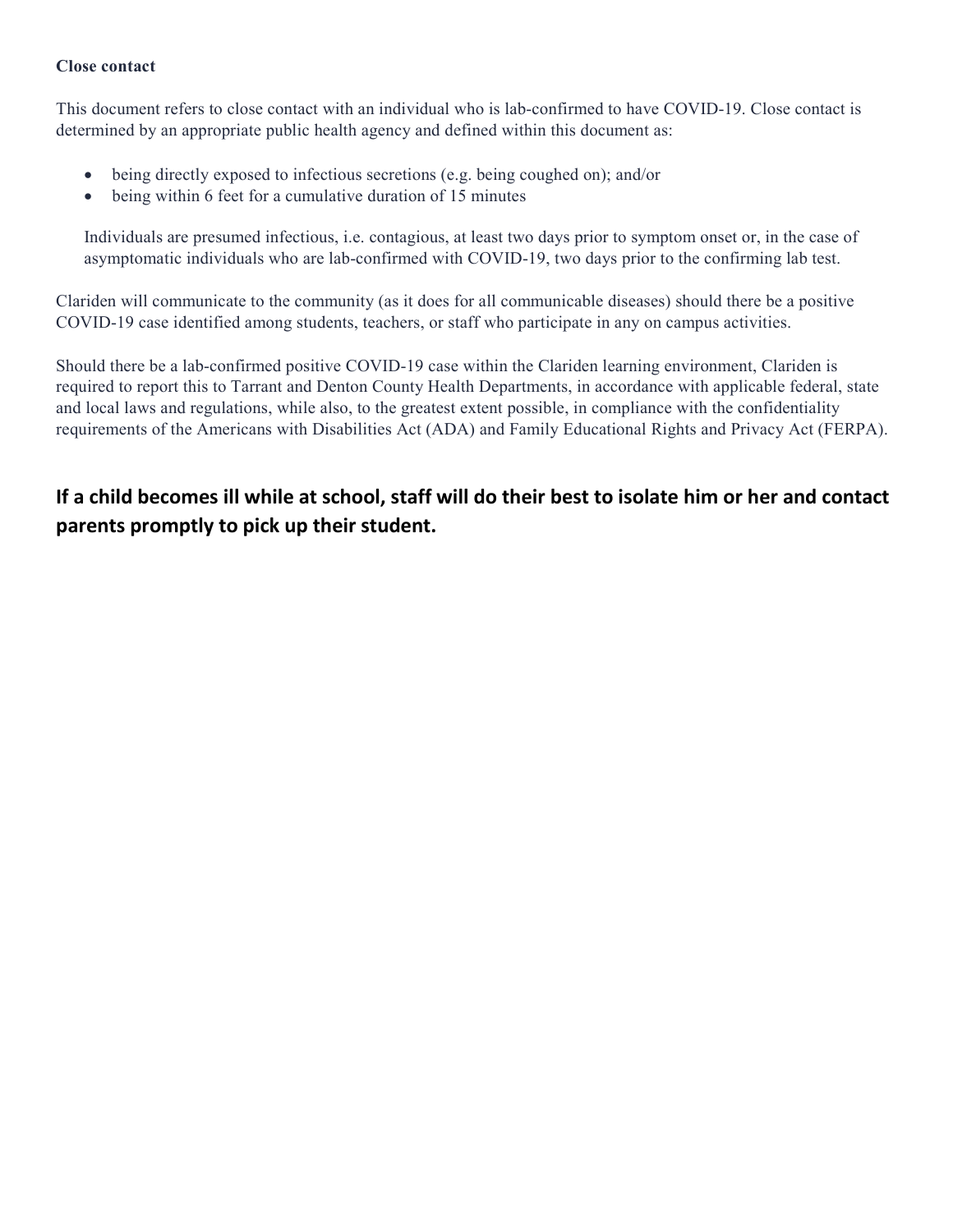**Close contact**

This document refers to close contact with an individual who is lab-confirmed to have COVID-19. Close contact is determined by an appropriate public health agency and defined within this document as:

- being directly exposed to infectious secretions (e.g. being coughed on); and/or
- being within 6 feet for a cumulative duration of 15 minutes

Individuals are presumed infectious, i.e. contagious, at least two days prior to symptom onset or, in the case of asymptomatic individuals who are lab-confirmed with COVID-19, two days prior to the confirming lab test.

Clariden will communicate to the community (as it does for all communicable diseases) should there be a positive COVID-19 case identified among students, teachers, or staff who participate in any on campus activities.

Should there be a lab-confirmed positive COVID-19 case within the Clariden learning environment, Clariden is required to report this to Tarrant and Denton County Health Departments, in accordance with applicable federal, state and local laws and regulations, while also, to the greatest extent possible, in compliance with the confidentiality requirements of the Americans with Disabilities Act (ADA) and Family Educational Rights and Privacy Act (FERPA).

## If a child becomes ill while at school, staff will do their best to isolate him or her and contact parents promptly to pick up their student.